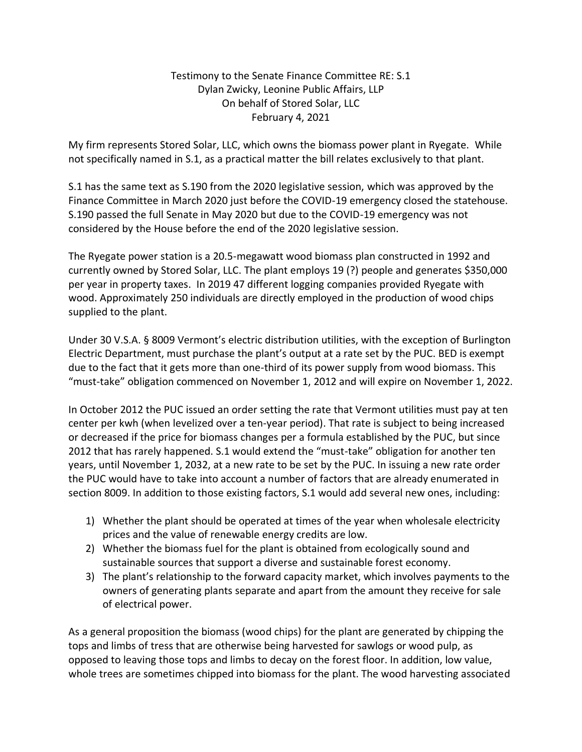Testimony to the Senate Finance Committee RE: S.1
Dylan Zwicky, Leonine Public Affairs, LLP
On behalf of Stored Solar, LLC
February 4, 2021

My firm represents Stored Solar, LLC, which owns the biomass power plant in Ryegate. While not specifically named in S.1, as a practical matter the bill relates exclusively to that plant.

S.1 has the same text as S.190 from the 2020 legislative session, which was approved by the Finance Committee in March 2020 just before the COVID-19 emergency closed the statehouse. S.190 passed the full Senate in May 2020 but due to the COVID-19 emergency was not considered by the House before the end of the 2020 legislative session.

The Ryegate power station is a 20.5-megawatt wood biomass plan constructed in 1992 and currently owned by Stored Solar, LLC. The plant employs 19 (?) people and generates $350,000 per year in property taxes. In 2019 47 different logging companies provided Ryegate with wood. Approximately 250 individuals are directly employed in the production of wood chips supplied to the plant.

Under 30 V.S.A. § 8009 Vermont's electric distribution utilities, with the exception of Burlington Electric Department, must purchase the plant's output at a rate set by the PUC. BED is exempt due to the fact that it gets more than one-third of its power supply from wood biomass. This "must-take" obligation commenced on November 1, 2012 and will expire on November 1, 2022.

In October 2012 the PUC issued an order setting the rate that Vermont utilities must pay at ten center per kwh (when levelized over a ten-year period). That rate is subject to being increased or decreased if the price for biomass changes per a formula established by the PUC, but since 2012 that has rarely happened. S.1 would extend the "must-take" obligation for another ten years, until November 1, 2032, at a new rate to be set by the PUC. In issuing a new rate order the PUC would have to take into account a number of factors that are already enumerated in section 8009. In addition to those existing factors, S.1 would add several new ones, including:

1) Whether the plant should be operated at times of the year when wholesale electricity prices and the value of renewable energy credits are low.
2) Whether the biomass fuel for the plant is obtained from ecologically sound and sustainable sources that support a diverse and sustainable forest economy.
3) The plant's relationship to the forward capacity market, which involves payments to the owners of generating plants separate and apart from the amount they receive for sale of electrical power.

As a general proposition the biomass (wood chips) for the plant are generated by chipping the tops and limbs of tress that are otherwise being harvested for sawlogs or wood pulp, as opposed to leaving those tops and limbs to decay on the forest floor. In addition, low value, whole trees are sometimes chipped into biomass for the plant. The wood harvesting associated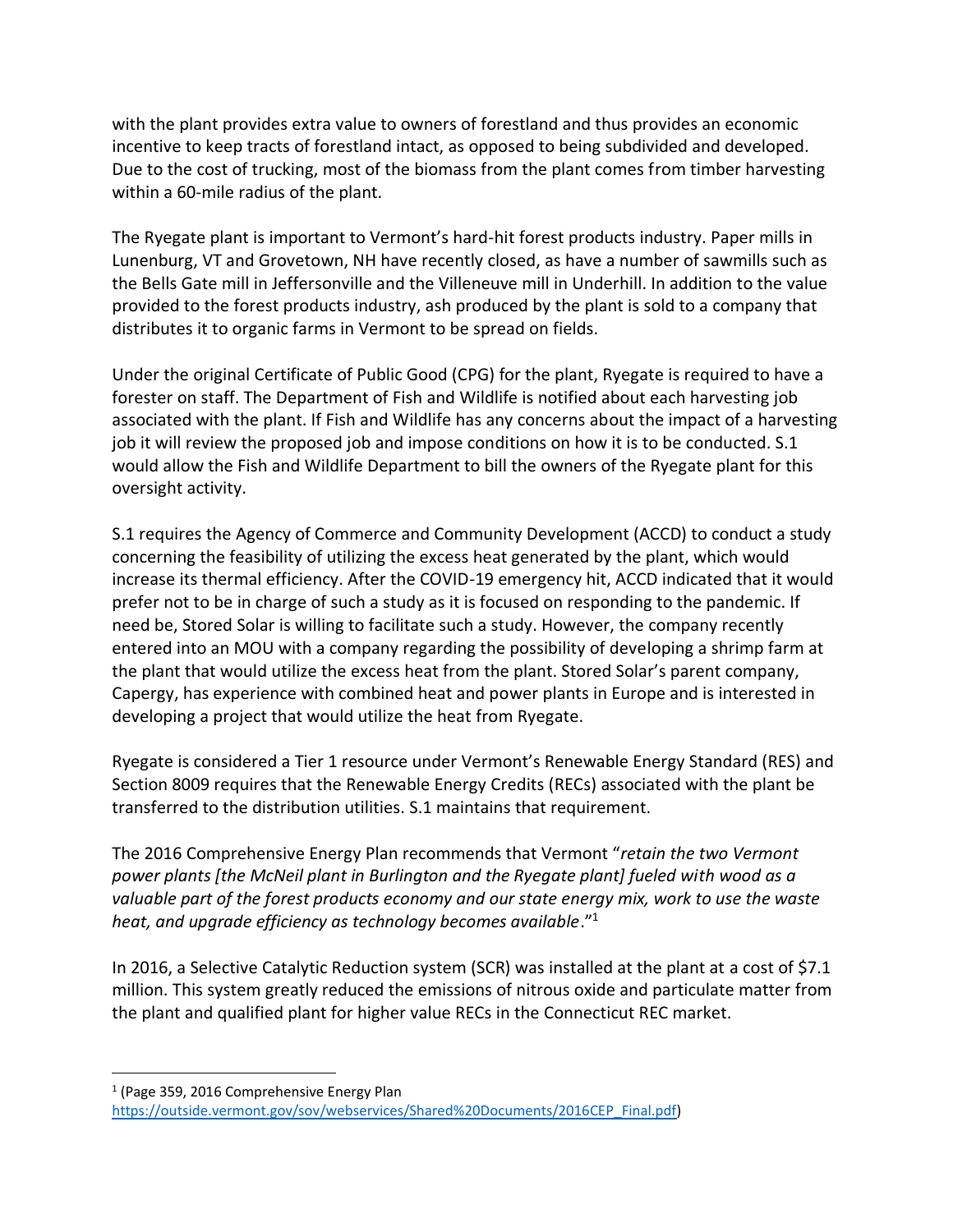with the plant provides extra value to owners of forestland and thus provides an economic incentive to keep tracts of forestland intact, as opposed to being subdivided and developed. Due to the cost of trucking, most of the biomass from the plant comes from timber harvesting within a 60-mile radius of the plant.

The Ryegate plant is important to Vermont's hard-hit forest products industry. Paper mills in Lunenburg, VT and Grovetown, NH have recently closed, as have a number of sawmills such as the Bells Gate mill in Jeffersonville and the Villeneuve mill in Underhill. In addition to the value provided to the forest products industry, ash produced by the plant is sold to a company that distributes it to organic farms in Vermont to be spread on fields.

Under the original Certificate of Public Good (CPG) for the plant, Ryegate is required to have a forester on staff. The Department of Fish and Wildlife is notified about each harvesting job associated with the plant. If Fish and Wildlife has any concerns about the impact of a harvesting job it will review the proposed job and impose conditions on how it is to be conducted. S.1 would allow the Fish and Wildlife Department to bill the owners of the Ryegate plant for this oversight activity.

S.1 requires the Agency of Commerce and Community Development (ACCD) to conduct a study concerning the feasibility of utilizing the excess heat generated by the plant, which would increase its thermal efficiency. After the COVID-19 emergency hit, ACCD indicated that it would prefer not to be in charge of such a study as it is focused on responding to the pandemic. If need be, Stored Solar is willing to facilitate such a study. However, the company recently entered into an MOU with a company regarding the possibility of developing a shrimp farm at the plant that would utilize the excess heat from the plant. Stored Solar's parent company, Capergy, has experience with combined heat and power plants in Europe and is interested in developing a project that would utilize the heat from Ryegate.

Ryegate is considered a Tier 1 resource under Vermont's Renewable Energy Standard (RES) and Section 8009 requires that the Renewable Energy Credits (RECs) associated with the plant be transferred to the distribution utilities. S.1 maintains that requirement.

The 2016 Comprehensive Energy Plan recommends that Vermont "*retain the two Vermont power plants [the McNeil plant in Burlington and the Ryegate plant] fueled with wood as a valuable part of the forest products economy and our state energy mix, work to use the waste heat, and upgrade efficiency as technology becomes available*."[1]

In 2016, a Selective Catalytic Reduction system (SCR) was installed at the plant at a cost of $7.1 million. This system greatly reduced the emissions of nitrous oxide and particulate matter from the plant and qualified plant for higher value RECs in the Connecticut REC market.

---

[1] (Page 359, 2016 Comprehensive Energy Plan https://outside.vermont.gov/sov/webservices/Shared%20Documents/2016CEP_Final.pdf)